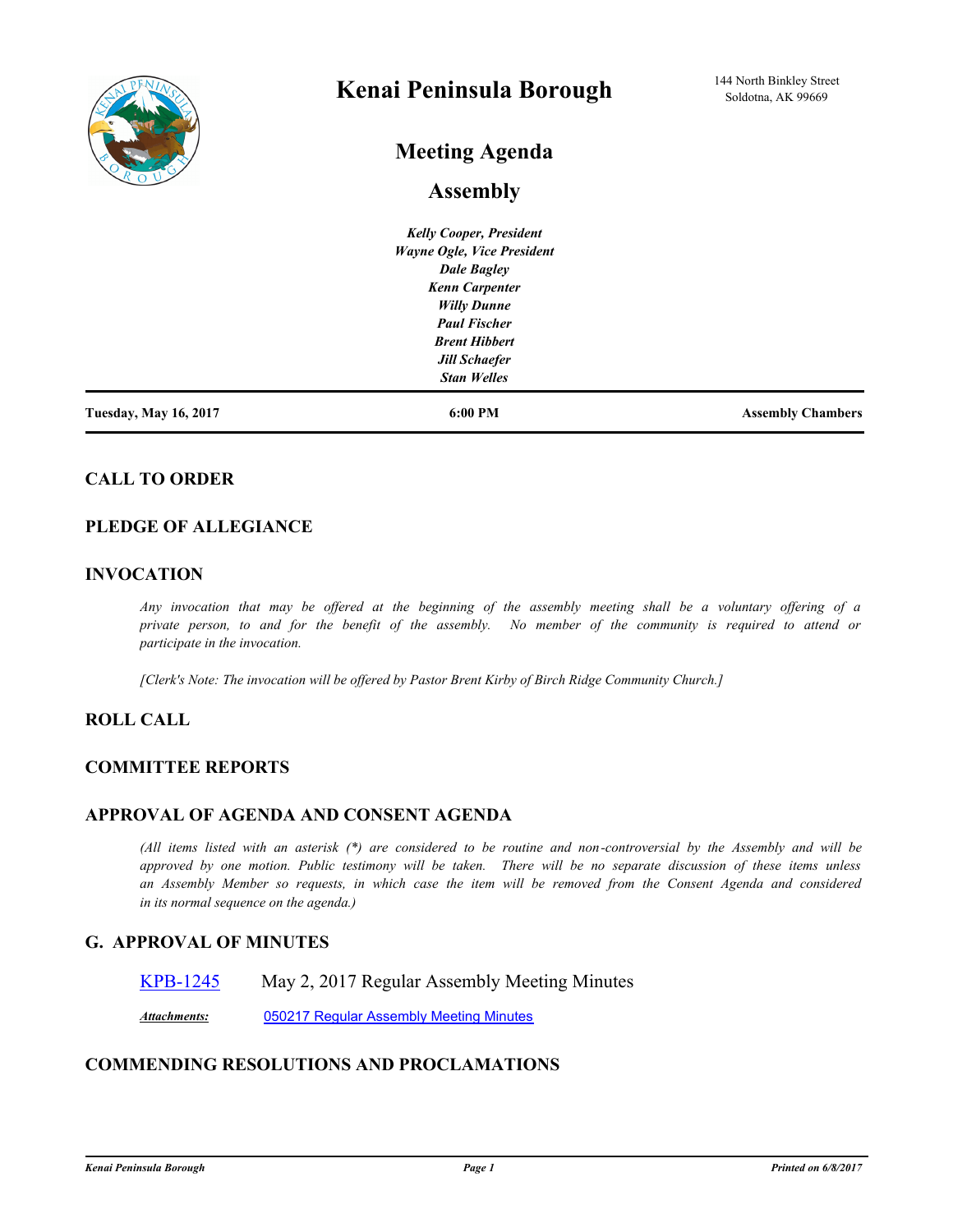# Kenai Peninsula Borough

144 North Binkley Street
Soldotna, AK 99669

## Meeting Agenda

## Assembly

*Kelly Cooper, President*
*Wayne Ogle, Vice President*
*Dale Bagley*
*Kenn Carpenter*
*Willy Dunne*
*Paul Fischer*
*Brent Hibbert*
*Jill Schaefer*
*Stan Welles*

**Tuesday, May 16, 2017** | **6:00 PM** | **Assembly Chambers**

### CALL TO ORDER

### PLEDGE OF ALLEGIANCE

### INVOCATION

*Any invocation that may be offered at the beginning of the assembly meeting shall be a voluntary offering of a private person, to and for the benefit of the assembly. No member of the community is required to attend or participate in the invocation.*

*[Clerk's Note: The invocation will be offered by Pastor Brent Kirby of Birch Ridge Community Church.]*

### ROLL CALL

### COMMITTEE REPORTS

### APPROVAL OF AGENDA AND CONSENT AGENDA

*(All items listed with an asterisk (*) are considered to be routine and non-controversial by the Assembly and will be approved by one motion. Public testimony will be taken. There will be no separate discussion of these items unless an Assembly Member so requests, in which case the item will be removed from the Consent Agenda and considered in its normal sequence on the agenda.)*

### G. APPROVAL OF MINUTES

KPB-1245 May 2, 2017 Regular Assembly Meeting Minutes

***Attachments:*** 050217 Regular Assembly Meeting Minutes

### COMMENDING RESOLUTIONS AND PROCLAMATIONS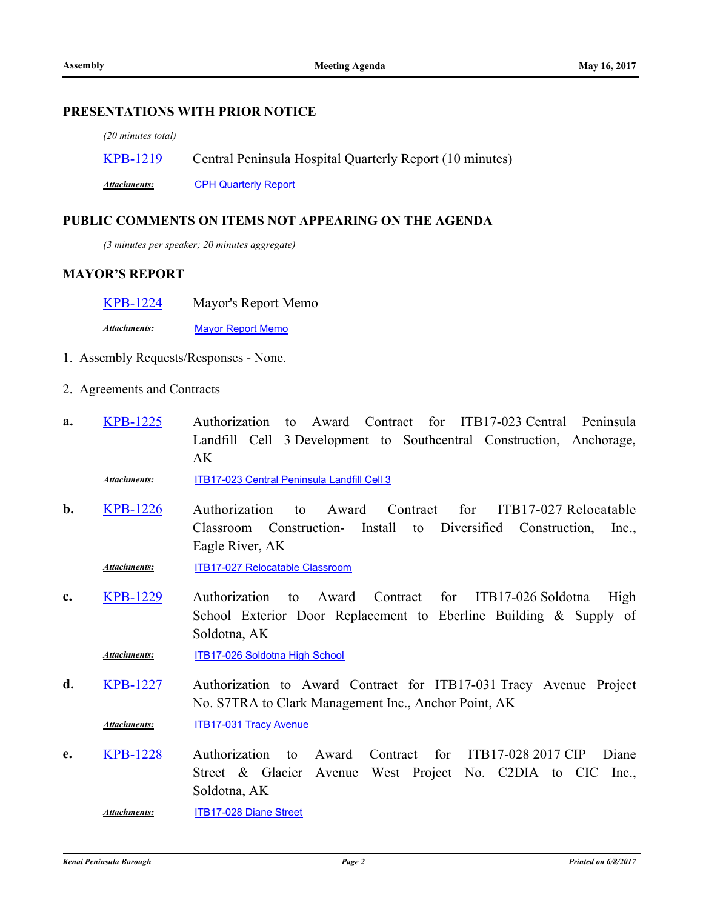## PRESENTATIONS WITH PRIOR NOTICE

*(20 minutes total)*

KPB-1219 Central Peninsula Hospital Quarterly Report (10 minutes)

***Attachments:*** CPH Quarterly Report

## PUBLIC COMMENTS ON ITEMS NOT APPEARING ON THE AGENDA

*(3 minutes per speaker; 20 minutes aggregate)*

## MAYOR'S REPORT

KPB-1224 Mayor's Report Memo

***Attachments:*** Mayor Report Memo

1. Assembly Requests/Responses - None.

2. Agreements and Contracts

**a.** KPB-1225 Authorization to Award Contract for ITB17-023 Central Peninsula Landfill Cell 3 Development to Southcentral Construction, Anchorage, AK

***Attachments:*** ITB17-023 Central Peninsula Landfill Cell 3

**b.** KPB-1226 Authorization to Award Contract for ITB17-027 Relocatable Classroom Construction- Install to Diversified Construction, Inc., Eagle River, AK

***Attachments:*** ITB17-027 Relocatable Classroom

**c.** KPB-1229 Authorization to Award Contract for ITB17-026 Soldotna High School Exterior Door Replacement to Eberline Building & Supply of Soldotna, AK

***Attachments:*** ITB17-026 Soldotna High School

**d.** KPB-1227 Authorization to Award Contract for ITB17-031 Tracy Avenue Project No. S7TRA to Clark Management Inc., Anchor Point, AK

***Attachments:*** ITB17-031 Tracy Avenue

**e.** KPB-1228 Authorization to Award Contract for ITB17-028 2017 CIP Diane Street & Glacier Avenue West Project No. C2DIA to CIC Inc., Soldotna, AK

***Attachments:*** ITB17-028 Diane Street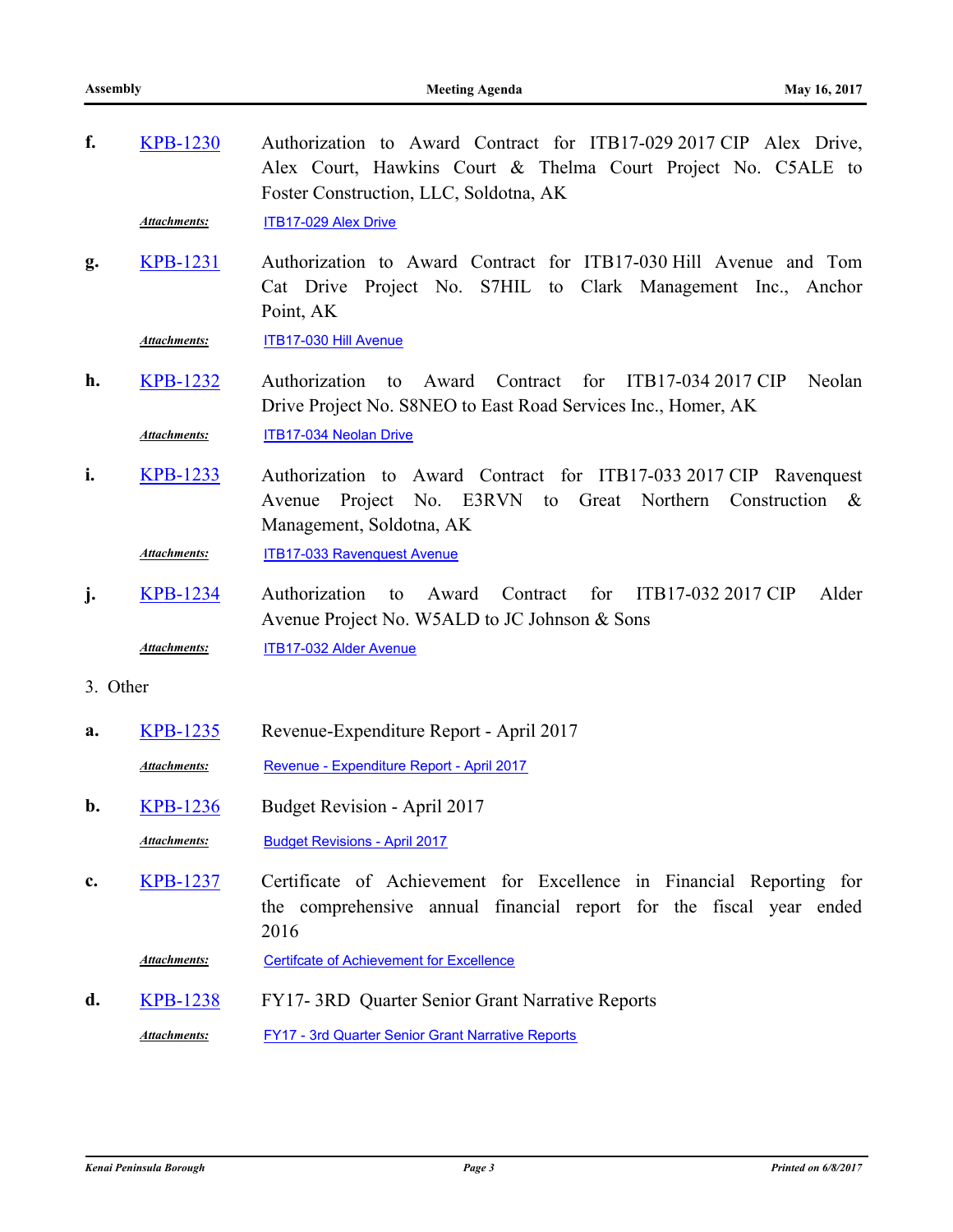**f.** KPB-1230 Authorization to Award Contract for ITB17-029 2017 CIP Alex Drive, Alex Court, Hawkins Court & Thelma Court Project No. C5ALE to Foster Construction, LLC, Soldotna, AK

*Attachments:* ITB17-029 Alex Drive

**g.** KPB-1231 Authorization to Award Contract for ITB17-030 Hill Avenue and Tom Cat Drive Project No. S7HIL to Clark Management Inc., Anchor Point, AK

*Attachments:* ITB17-030 Hill Avenue

**h.** KPB-1232 Authorization to Award Contract for ITB17-034 2017 CIP Neolan Drive Project No. S8NEO to East Road Services Inc., Homer, AK

*Attachments:* ITB17-034 Neolan Drive

**i.** KPB-1233 Authorization to Award Contract for ITB17-033 2017 CIP Ravenquest Avenue Project No. E3RVN to Great Northern Construction & Management, Soldotna, AK

*Attachments:* ITB17-033 Ravenquest Avenue

**j.** KPB-1234 Authorization to Award Contract for ITB17-032 2017 CIP Alder Avenue Project No. W5ALD to JC Johnson & Sons

*Attachments:* ITB17-032 Alder Avenue

3. Other

**a.** KPB-1235 Revenue-Expenditure Report - April 2017

*Attachments:* Revenue - Expenditure Report - April 2017

**b.** KPB-1236 Budget Revision - April 2017

*Attachments:* Budget Revisions - April 2017

**c.** KPB-1237 Certificate of Achievement for Excellence in Financial Reporting for the comprehensive annual financial report for the fiscal year ended 2016

*Attachments:* Certifcate of Achievement for Excellence

**d.** KPB-1238 FY17- 3RD Quarter Senior Grant Narrative Reports

*Attachments:* FY17 - 3rd Quarter Senior Grant Narrative Reports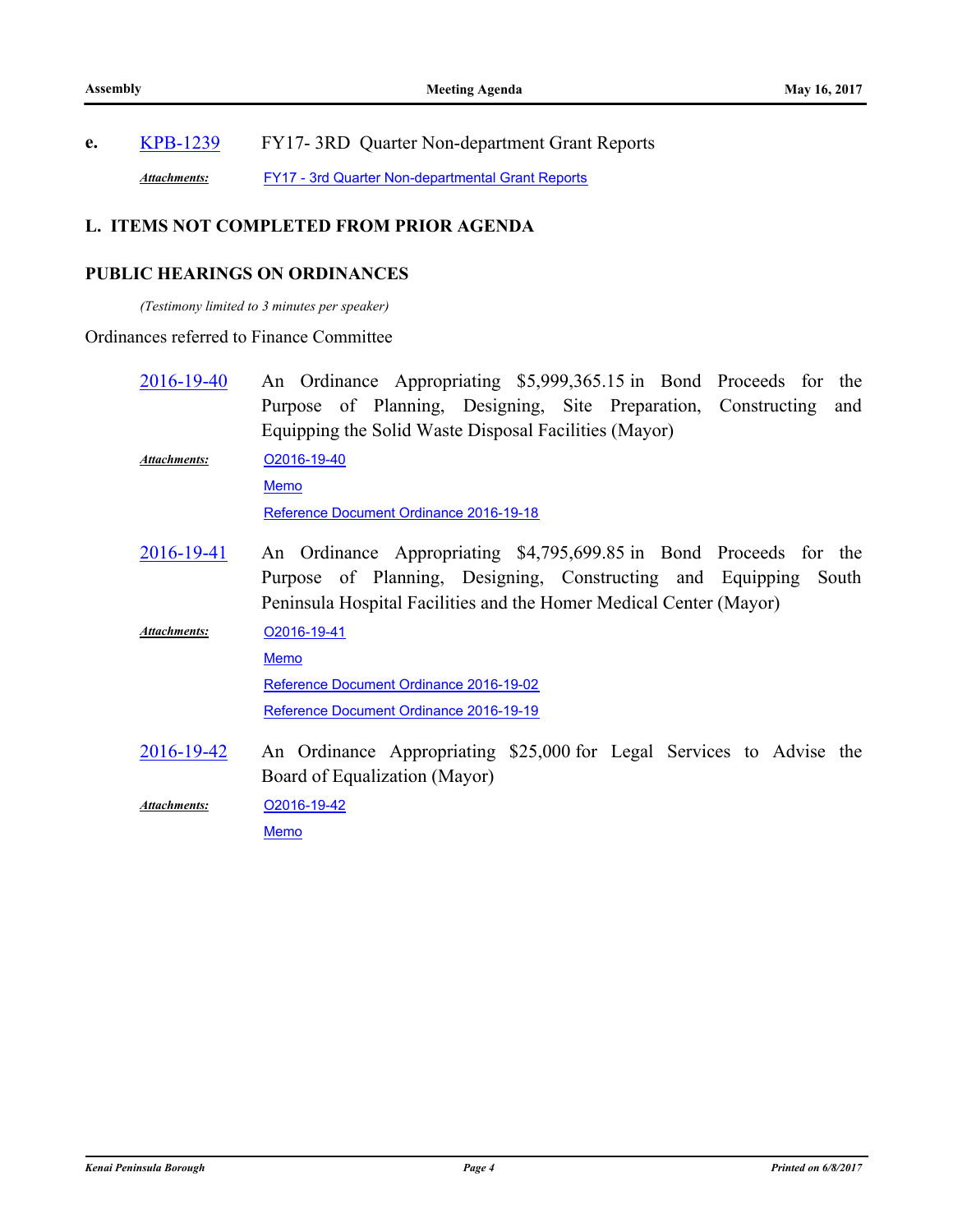**e.** KPB-1239 FY17- 3RD Quarter Non-department Grant Reports

*Attachments:* FY17 - 3rd Quarter Non-departmental Grant Reports

## L. ITEMS NOT COMPLETED FROM PRIOR AGENDA

### PUBLIC HEARINGS ON ORDINANCES

*(Testimony limited to 3 minutes per speaker)*

Ordinances referred to Finance Committee

2016-19-40 An Ordinance Appropriating $5,999,365.15 in Bond Proceeds for the Purpose of Planning, Designing, Site Preparation, Constructing and Equipping the Solid Waste Disposal Facilities (Mayor)

*Attachments:* O2016-19-40
Memo
Reference Document Ordinance 2016-19-18

2016-19-41 An Ordinance Appropriating $4,795,699.85 in Bond Proceeds for the Purpose of Planning, Designing, Constructing and Equipping South Peninsula Hospital Facilities and the Homer Medical Center (Mayor)

*Attachments:* O2016-19-41
Memo
Reference Document Ordinance 2016-19-02
Reference Document Ordinance 2016-19-19

2016-19-42 An Ordinance Appropriating $25,000 for Legal Services to Advise the Board of Equalization (Mayor)

*Attachments:* O2016-19-42
Memo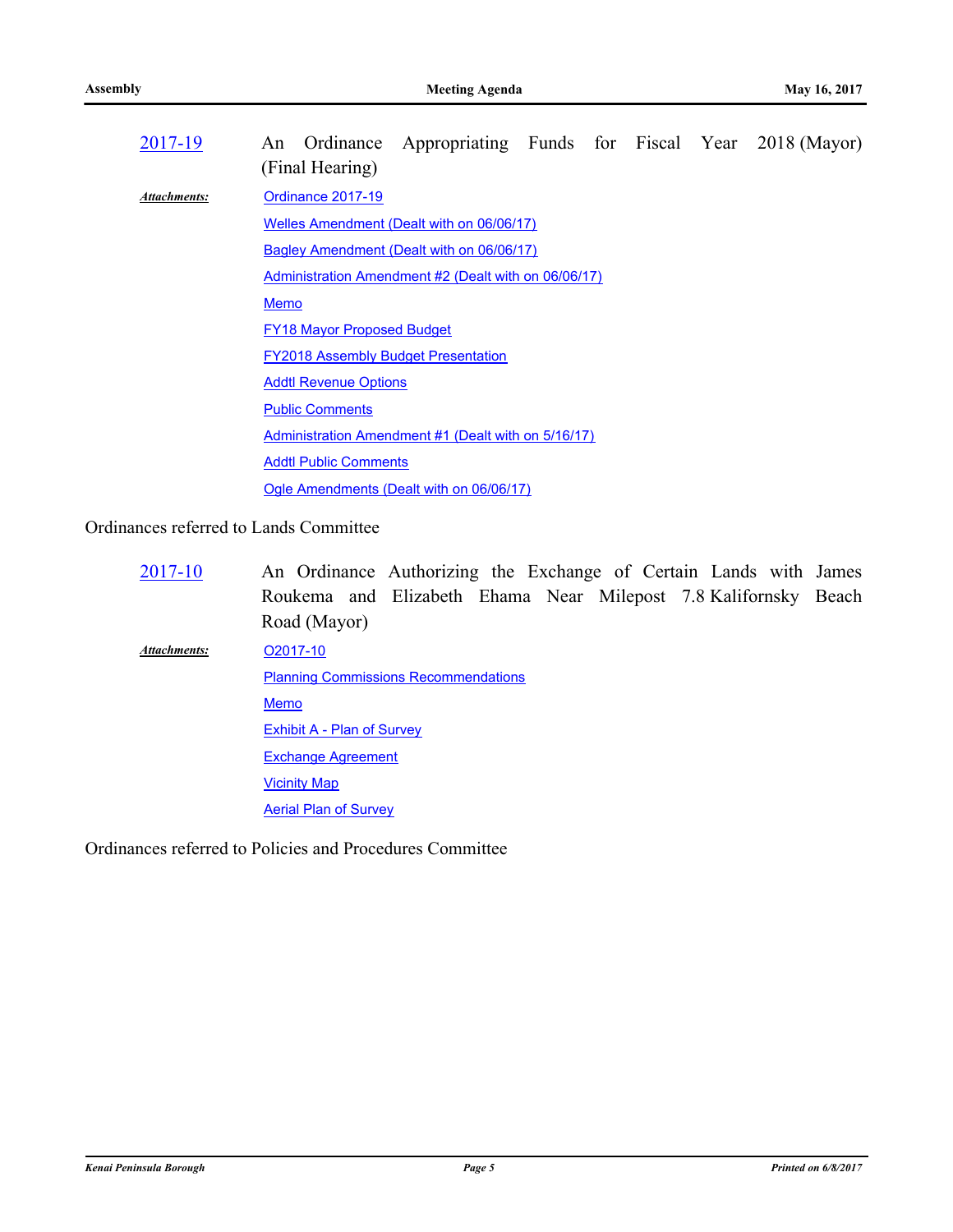2017-19 An Ordinance Appropriating Funds for Fiscal Year 2018 (Mayor) (Final Hearing)

*Attachments:*
- Ordinance 2017-19
- Welles Amendment (Dealt with on 06/06/17)
- Bagley Amendment (Dealt with on 06/06/17)
- Administration Amendment #2 (Dealt with on 06/06/17)
- Memo
- FY18 Mayor Proposed Budget
- FY2018 Assembly Budget Presentation
- Addtl Revenue Options
- Public Comments
- Administration Amendment #1 (Dealt with on 5/16/17)
- Addtl Public Comments
- Ogle Amendments (Dealt with on 06/06/17)

Ordinances referred to Lands Committee

2017-10 An Ordinance Authorizing the Exchange of Certain Lands with James Roukema and Elizabeth Ehama Near Milepost 7.8 Kalifornsky Beach Road (Mayor)

*Attachments:*
- O2017-10
- Planning Commissions Recommendations
- Memo
- Exhibit A - Plan of Survey
- Exchange Agreement
- Vicinity Map
- Aerial Plan of Survey

Ordinances referred to Policies and Procedures Committee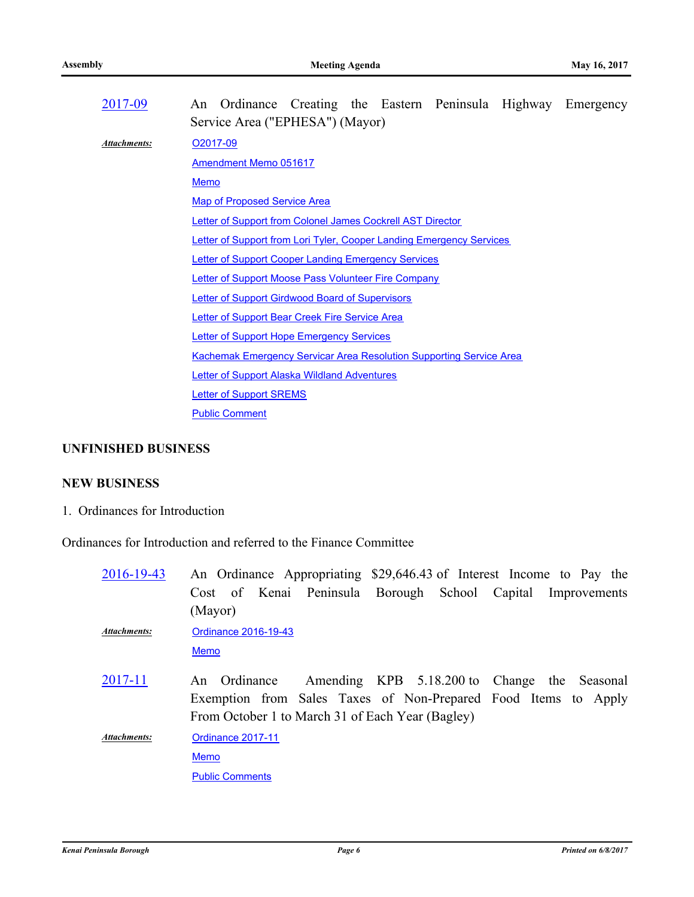2017-09 An Ordinance Creating the Eastern Peninsula Highway Emergency Service Area ("EPHESA") (Mayor)

*Attachments:*
- O2017-09
- Amendment Memo 051617
- Memo
- Map of Proposed Service Area
- Letter of Support from Colonel James Cockrell AST Director
- Letter of Support from Lori Tyler, Cooper Landing Emergency Services
- Letter of Support Cooper Landing Emergency Services
- Letter of Support Moose Pass Volunteer Fire Company
- Letter of Support Girdwood Board of Supervisors
- Letter of Support Bear Creek Fire Service Area
- Letter of Support Hope Emergency Services
- Kachemak Emergency Servicar Area Resolution Supporting Service Area
- Letter of Support Alaska Wildland Adventures
- Letter of Support SREMS
- Public Comment

## UNFINISHED BUSINESS

## NEW BUSINESS

1. Ordinances for Introduction

Ordinances for Introduction and referred to the Finance Committee

2016-19-43 An Ordinance Appropriating $29,646.43 of Interest Income to Pay the Cost of Kenai Peninsula Borough School Capital Improvements (Mayor)

*Attachments:*
- Ordinance 2016-19-43
- Memo

2017-11 An Ordinance Amending KPB 5.18.200 to Change the Seasonal Exemption from Sales Taxes of Non-Prepared Food Items to Apply From October 1 to March 31 of Each Year (Bagley)

*Attachments:*
- Ordinance 2017-11
- Memo
- Public Comments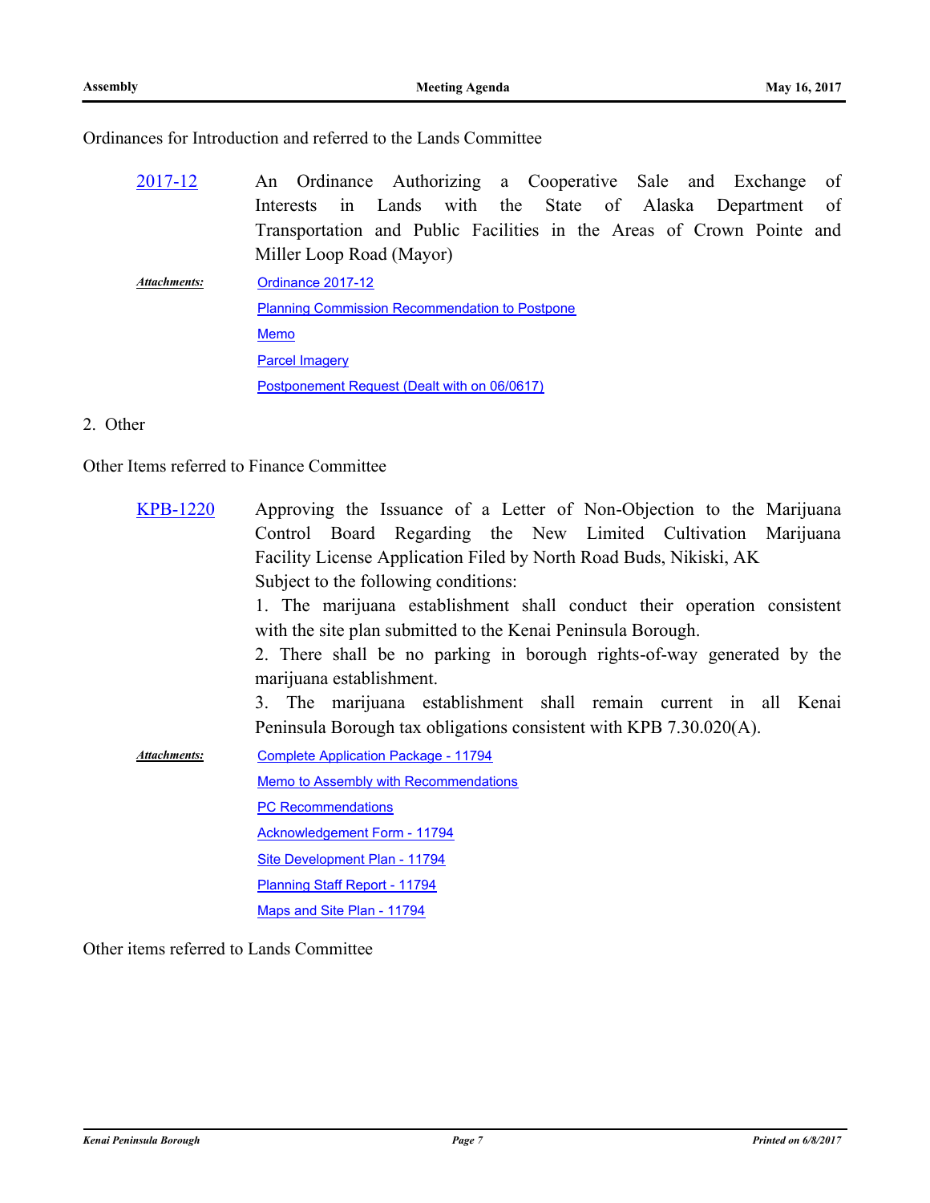Ordinances for Introduction and referred to the Lands Committee

**2017-12** An Ordinance Authorizing a Cooperative Sale and Exchange of Interests in Lands with the State of Alaska Department of Transportation and Public Facilities in the Areas of Crown Pointe and Miller Loop Road (Mayor)

*Attachments:*
- Ordinance 2017-12
- Planning Commission Recommendation to Postpone
- Memo
- Parcel Imagery
- Postponement Request (Dealt with on 06/0617)

2. Other

Other Items referred to Finance Committee

**KPB-1220** Approving the Issuance of a Letter of Non-Objection to the Marijuana Control Board Regarding the New Limited Cultivation Marijuana Facility License Application Filed by North Road Buds, Nikiski, AK

Subject to the following conditions:

1. The marijuana establishment shall conduct their operation consistent with the site plan submitted to the Kenai Peninsula Borough.
2. There shall be no parking in borough rights-of-way generated by the marijuana establishment.
3. The marijuana establishment shall remain current in all Kenai Peninsula Borough tax obligations consistent with KPB 7.30.020(A).

*Attachments:*
- Complete Application Package - 11794
- Memo to Assembly with Recommendations
- PC Recommendations
- Acknowledgement Form - 11794
- Site Development Plan - 11794
- Planning Staff Report - 11794
- Maps and Site Plan - 11794

Other items referred to Lands Committee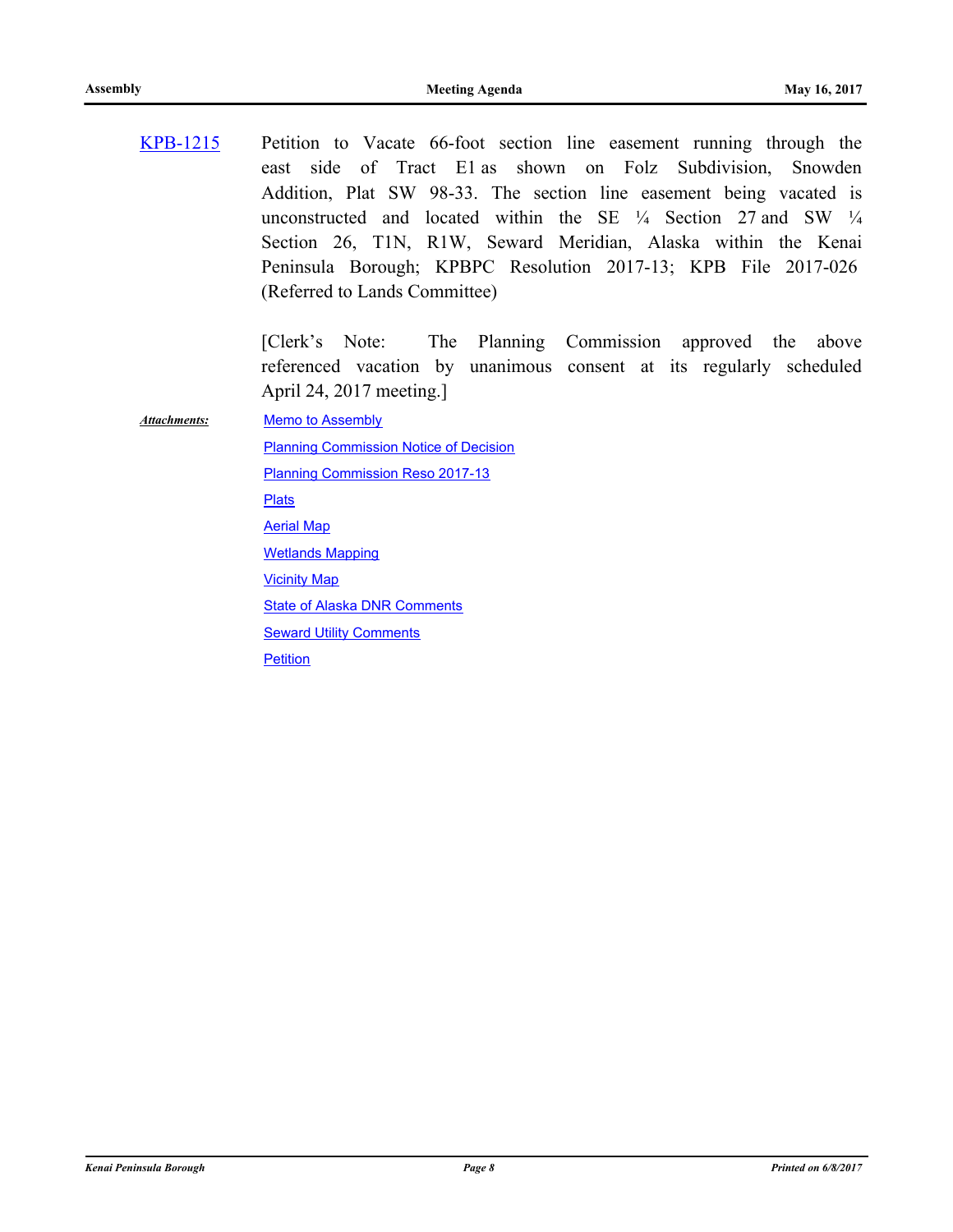KPB-1215 Petition to Vacate 66-foot section line easement running through the east side of Tract E1 as shown on Folz Subdivision, Snowden Addition, Plat SW 98-33. The section line easement being vacated is unconstructed and located within the SE ¼ Section 27 and SW ¼ Section 26, T1N, R1W, Seward Meridian, Alaska within the Kenai Peninsula Borough; KPBPC Resolution 2017-13; KPB File 2017-026 (Referred to Lands Committee)

[Clerk's Note: The Planning Commission approved the above referenced vacation by unanimous consent at its regularly scheduled April 24, 2017 meeting.]

***Attachments:***

- Memo to Assembly
- Planning Commission Notice of Decision
- Planning Commission Reso 2017-13
- Plats
- Aerial Map
- Wetlands Mapping
- Vicinity Map
- State of Alaska DNR Comments
- Seward Utility Comments
- Petition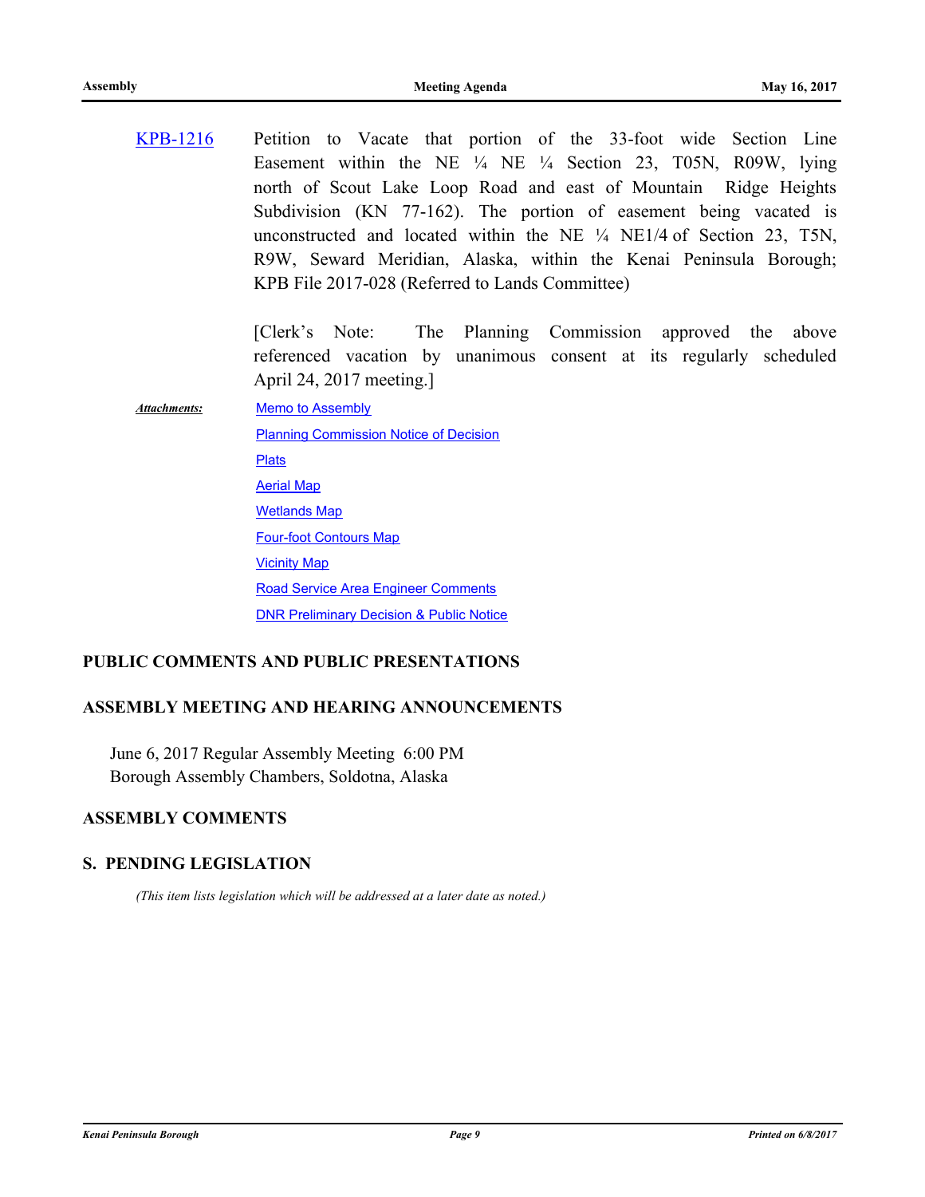KPB-1216 Petition to Vacate that portion of the 33-foot wide Section Line Easement within the NE ¼ NE ¼ Section 23, T05N, R09W, lying north of Scout Lake Loop Road and east of Mountain Ridge Heights Subdivision (KN 77-162). The portion of easement being vacated is unconstructed and located within the NE ¼ NE1/4 of Section 23, T5N, R9W, Seward Meridian, Alaska, within the Kenai Peninsula Borough; KPB File 2017-028 (Referred to Lands Committee)

[Clerk's Note: The Planning Commission approved the above referenced vacation by unanimous consent at its regularly scheduled April 24, 2017 meeting.]

*Attachments:*
- Memo to Assembly
- Planning Commission Notice of Decision
- Plats
- Aerial Map
- Wetlands Map
- Four-foot Contours Map
- Vicinity Map
- Road Service Area Engineer Comments
- DNR Preliminary Decision & Public Notice

## PUBLIC COMMENTS AND PUBLIC PRESENTATIONS

## ASSEMBLY MEETING AND HEARING ANNOUNCEMENTS

June 6, 2017 Regular Assembly Meeting 6:00 PM
Borough Assembly Chambers, Soldotna, Alaska

## ASSEMBLY COMMENTS

## S. PENDING LEGISLATION

*(This item lists legislation which will be addressed at a later date as noted.)*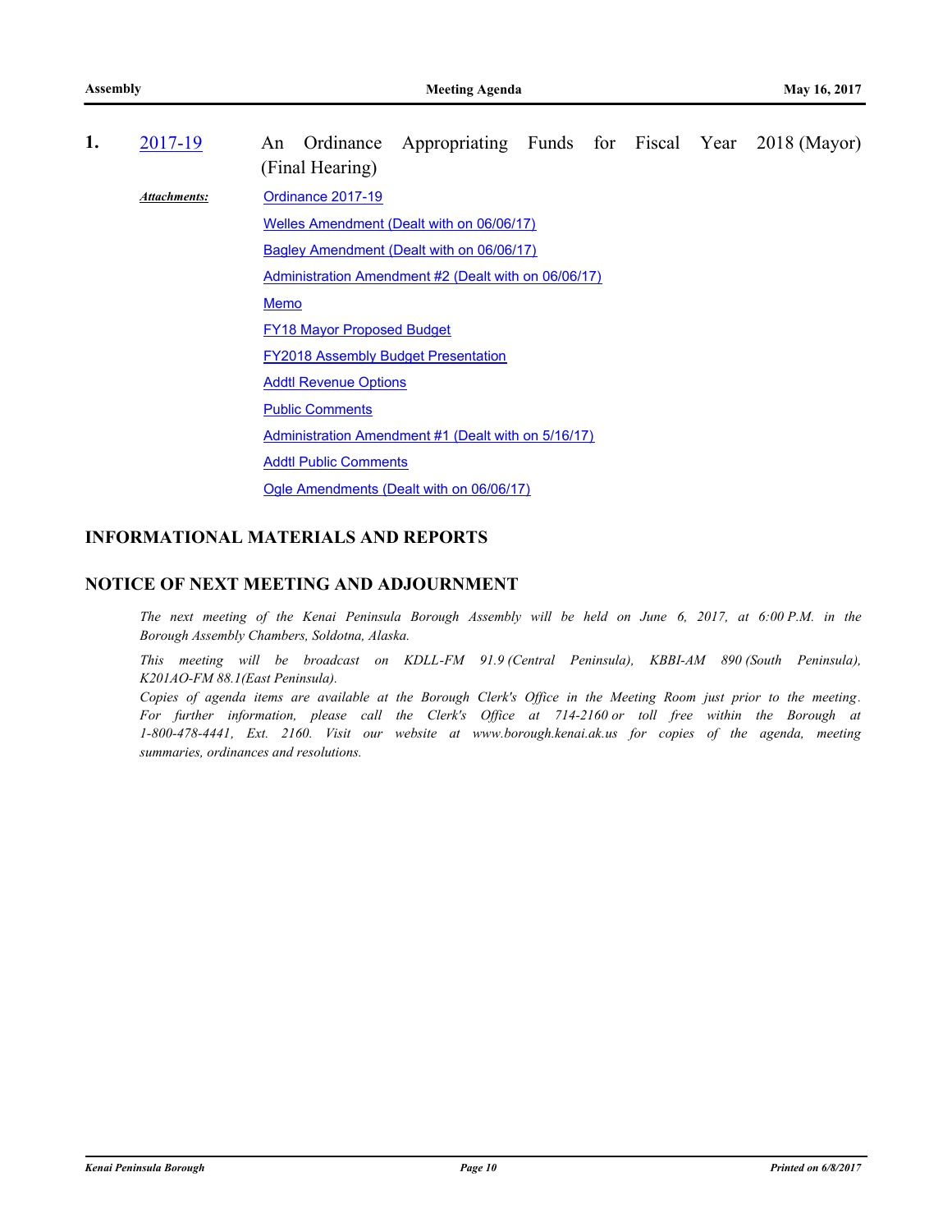**1.** [2017-19](2017-19) An Ordinance Appropriating Funds for Fiscal Year 2018 (Mayor) (Final Hearing)

***Attachments:***
- Ordinance 2017-19
- Welles Amendment (Dealt with on 06/06/17)
- Bagley Amendment (Dealt with on 06/06/17)
- Administration Amendment #2 (Dealt with on 06/06/17)
- Memo
- FY18 Mayor Proposed Budget
- FY2018 Assembly Budget Presentation
- Addtl Revenue Options
- Public Comments
- Administration Amendment #1 (Dealt with on 5/16/17)
- Addtl Public Comments
- Ogle Amendments (Dealt with on 06/06/17)

## INFORMATIONAL MATERIALS AND REPORTS

## NOTICE OF NEXT MEETING AND ADJOURNMENT

*The next meeting of the Kenai Peninsula Borough Assembly will be held on June 6, 2017, at 6:00 P.M. in the Borough Assembly Chambers, Soldotna, Alaska.*

*This meeting will be broadcast on KDLL-FM 91.9 (Central Peninsula), KBBI-AM 890 (South Peninsula), K201AO-FM 88.1(East Peninsula).*

*Copies of agenda items are available at the Borough Clerk's Office in the Meeting Room just prior to the meeting. For further information, please call the Clerk's Office at 714-2160 or toll free within the Borough at 1-800-478-4441, Ext. 2160. Visit our website at www.borough.kenai.ak.us for copies of the agenda, meeting summaries, ordinances and resolutions.*